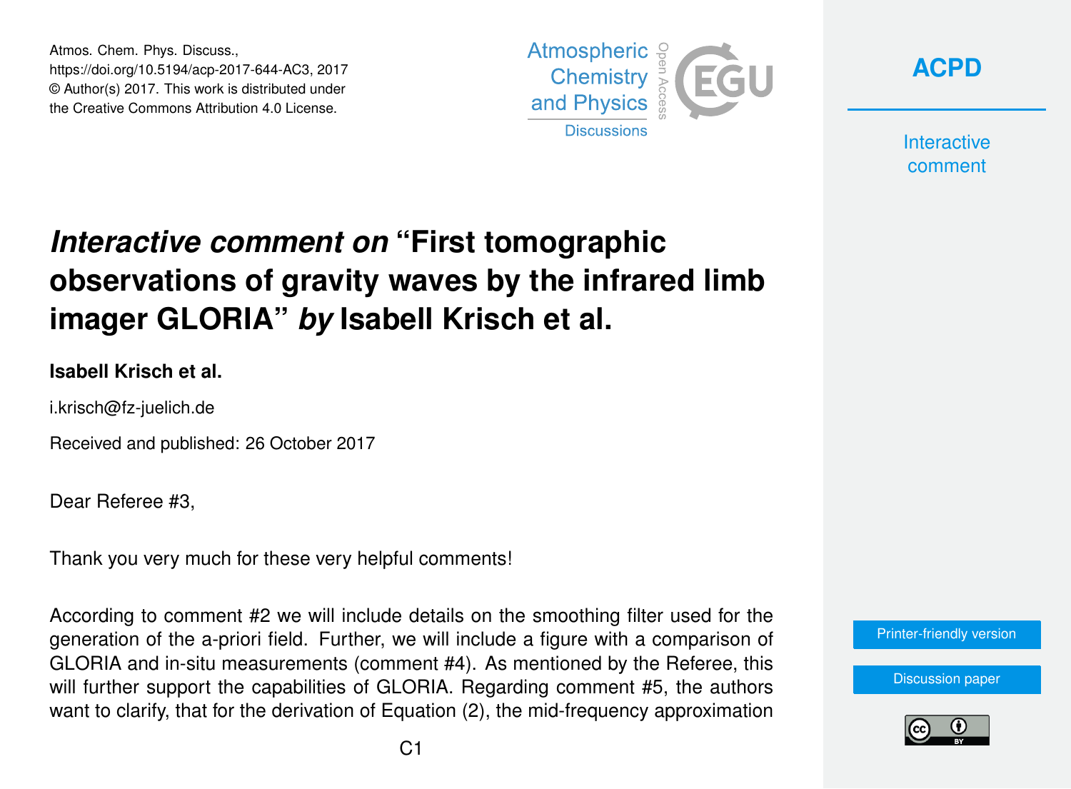# *Interactive comment on* "First tomographic observations of gravity waves by the infrared limb imager GLORIA" *by* Isabell Krisch et al.

**Isabell Krisch et al.**

i.krisch@fz-juelich.de

Received and published: 26 October 2017

Dear Referee #3,

Thank you very much for these very helpful comments!

According to comment #2 we will include details on the smoothing filter used for the generation of the a-priori field. Further, we will include a figure with a comparison of GLORIA and in-situ measurements (comment #4). As mentioned by the Referee, this will further support the capabilities of GLORIA. Regarding comment #5, the authors want to clarify, that for the derivation of Equation (2), the mid-frequency approximation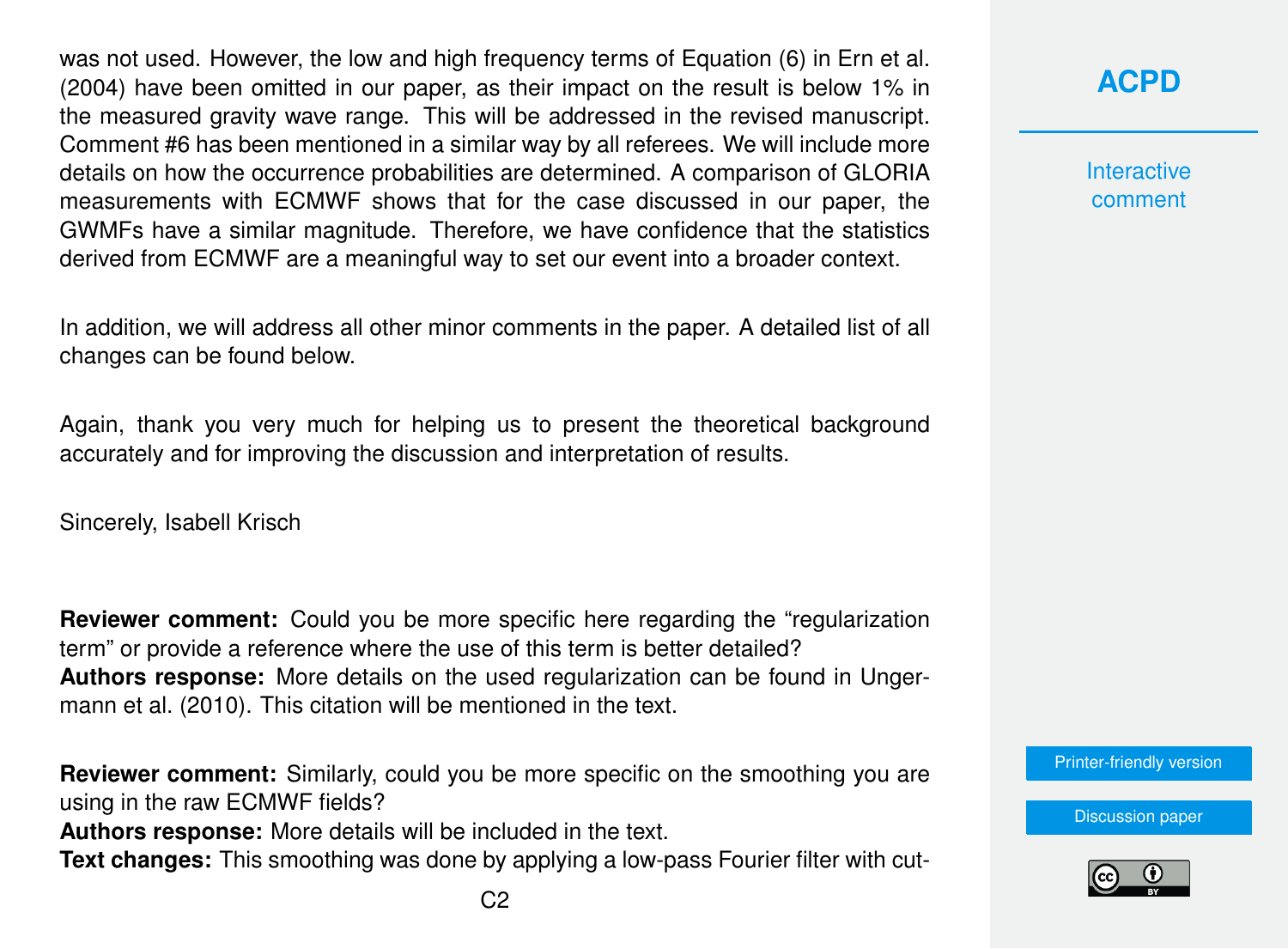was not used. However, the low and high frequency terms of Equation (6) in Ern et al. (2004) have been omitted in our paper, as their impact on the result is below 1% in the measured gravity wave range. This will be addressed in the revised manuscript. Comment #6 has been mentioned in a similar way by all referees. We will include more details on how the occurrence probabilities are determined. A comparison of GLORIA measurements with ECMWF shows that for the case discussed in our paper, the GWMFs have a similar magnitude. Therefore, we have confidence that the statistics derived from ECMWF are a meaningful way to set our event into a broader context.

In addition, we will address all other minor comments in the paper. A detailed list of all changes can be found below.

Again, thank you very much for helping us to present the theoretical background accurately and for improving the discussion and interpretation of results.

Sincerely, Isabell Krisch

**Reviewer comment:** Could you be more specific here regarding the "regularization term" or provide a reference where the use of this term is better detailed?
**Authors response:** More details on the used regularization can be found in Ungermann et al. (2010). This citation will be mentioned in the text.

**Reviewer comment:** Similarly, could you be more specific on the smoothing you are using in the raw ECMWF fields?
**Authors response:** More details will be included in the text.
**Text changes:** This smoothing was done by applying a low-pass Fourier filter with cut-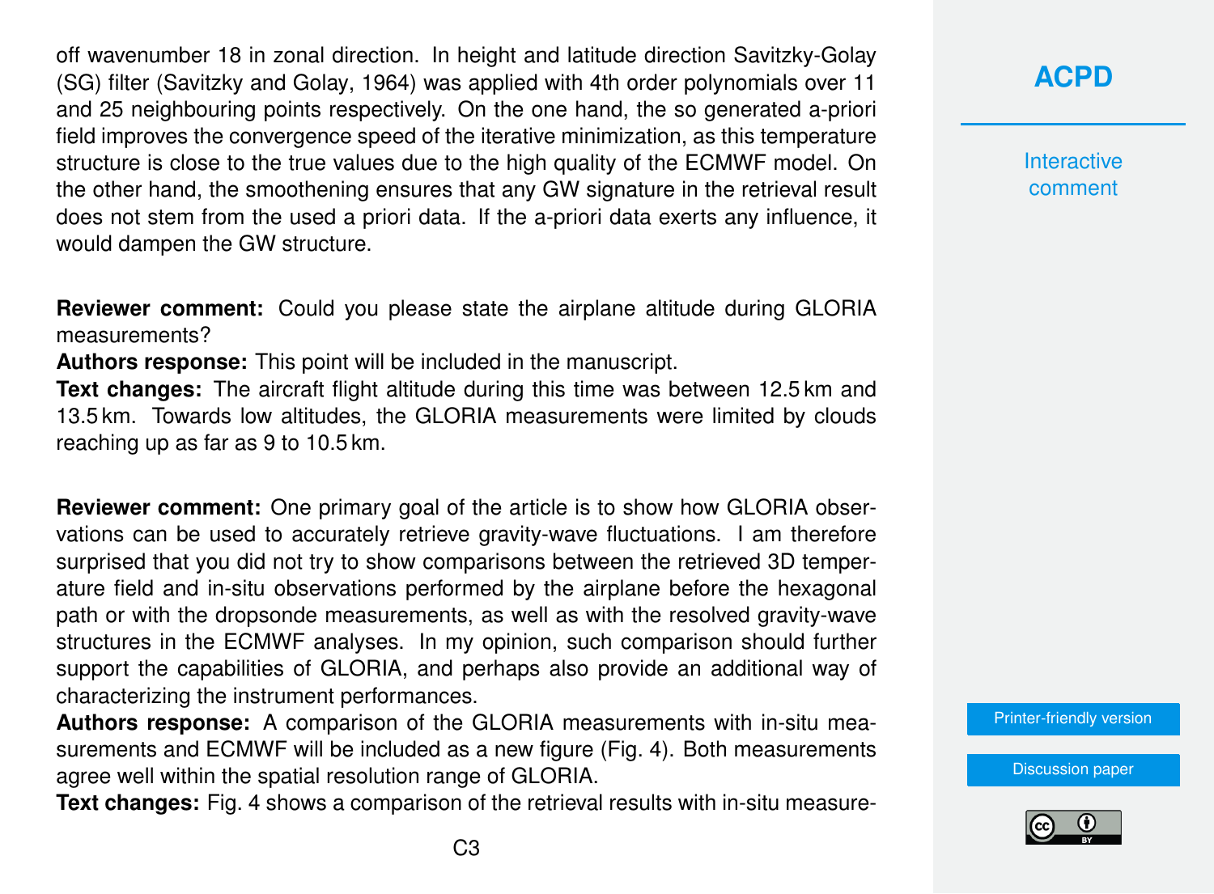off wavenumber 18 in zonal direction. In height and latitude direction Savitzky-Golay (SG) filter (Savitzky and Golay, 1964) was applied with 4th order polynomials over 11 and 25 neighbouring points respectively. On the one hand, the so generated a-priori field improves the convergence speed of the iterative minimization, as this temperature structure is close to the true values due to the high quality of the ECMWF model. On the other hand, the smoothening ensures that any GW signature in the retrieval result does not stem from the used a priori data. If the a-priori data exerts any influence, it would dampen the GW structure.

**Reviewer comment:** Could you please state the airplane altitude during GLORIA measurements?
**Authors response:** This point will be included in the manuscript.
**Text changes:** The aircraft flight altitude during this time was between 12.5 km and 13.5 km. Towards low altitudes, the GLORIA measurements were limited by clouds reaching up as far as 9 to 10.5 km.

**Reviewer comment:** One primary goal of the article is to show how GLORIA observations can be used to accurately retrieve gravity-wave fluctuations. I am therefore surprised that you did not try to show comparisons between the retrieved 3D temperature field and in-situ observations performed by the airplane before the hexagonal path or with the dropsonde measurements, as well as with the resolved gravity-wave structures in the ECMWF analyses. In my opinion, such comparison should further support the capabilities of GLORIA, and perhaps also provide an additional way of characterizing the instrument performances.
**Authors response:** A comparison of the GLORIA measurements with in-situ measurements and ECMWF will be included as a new figure (Fig. 4). Both measurements agree well within the spatial resolution range of GLORIA.
**Text changes:** Fig. 4 shows a comparison of the retrieval results with in-situ measure-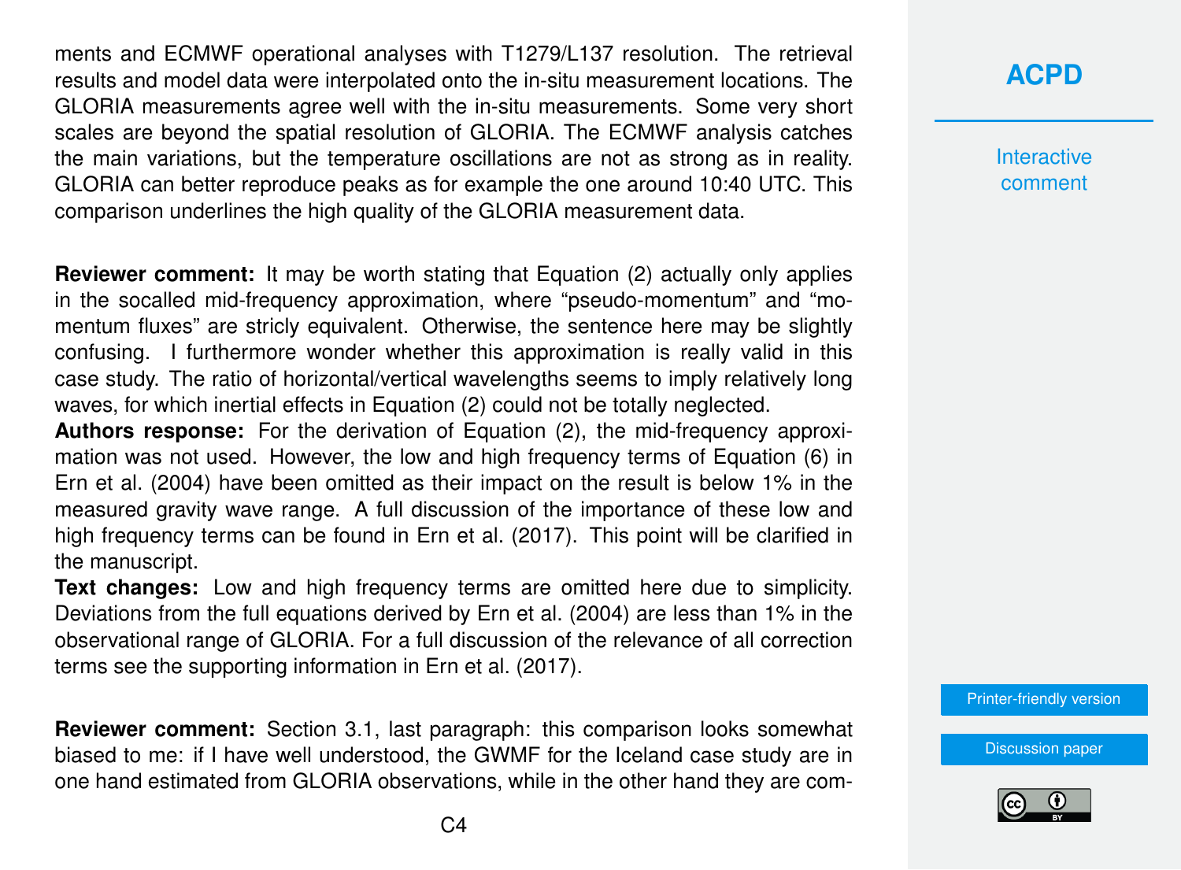ments and ECMWF operational analyses with T1279/L137 resolution. The retrieval results and model data were interpolated onto the in-situ measurement locations. The GLORIA measurements agree well with the in-situ measurements. Some very short scales are beyond the spatial resolution of GLORIA. The ECMWF analysis catches the main variations, but the temperature oscillations are not as strong as in reality. GLORIA can better reproduce peaks as for example the one around 10:40 UTC. This comparison underlines the high quality of the GLORIA measurement data.

**Reviewer comment:** It may be worth stating that Equation (2) actually only applies in the socalled mid-frequency approximation, where "pseudo-momentum" and "momentum fluxes" are stricly equivalent. Otherwise, the sentence here may be slightly confusing. I furthermore wonder whether this approximation is really valid in this case study. The ratio of horizontal/vertical wavelengths seems to imply relatively long waves, for which inertial effects in Equation (2) could not be totally neglected.
**Authors response:** For the derivation of Equation (2), the mid-frequency approximation was not used. However, the low and high frequency terms of Equation (6) in Ern et al. (2004) have been omitted as their impact on the result is below 1% in the measured gravity wave range. A full discussion of the importance of these low and high frequency terms can be found in Ern et al. (2017). This point will be clarified in the manuscript.
**Text changes:** Low and high frequency terms are omitted here due to simplicity. Deviations from the full equations derived by Ern et al. (2004) are less than 1% in the observational range of GLORIA. For a full discussion of the relevance of all correction terms see the supporting information in Ern et al. (2017).

**Reviewer comment:** Section 3.1, last paragraph: this comparison looks somewhat biased to me: if I have well understood, the GWMF for the Iceland case study are in one hand estimated from GLORIA observations, while in the other hand they are com-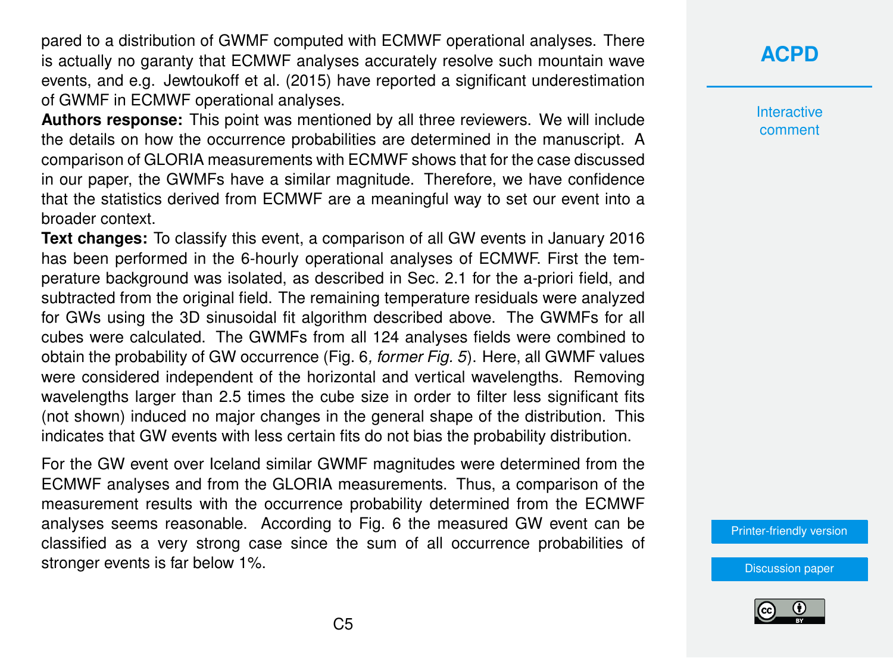pared to a distribution of GWMF computed with ECMWF operational analyses. There is actually no garanty that ECMWF analyses accurately resolve such mountain wave events, and e.g. Jewtoukoff et al. (2015) have reported a significant underestimation of GWMF in ECMWF operational analyses.

**Authors response:** This point was mentioned by all three reviewers. We will include the details on how the occurrence probabilities are determined in the manuscript. A comparison of GLORIA measurements with ECMWF shows that for the case discussed in our paper, the GWMFs have a similar magnitude. Therefore, we have confidence that the statistics derived from ECMWF are a meaningful way to set our event into a broader context.

**Text changes:** To classify this event, a comparison of all GW events in January 2016 has been performed in the 6-hourly operational analyses of ECMWF. First the temperature background was isolated, as described in Sec. 2.1 for the a-priori field, and subtracted from the original field. The remaining temperature residuals were analyzed for GWs using the 3D sinusoidal fit algorithm described above. The GWMFs for all cubes were calculated. The GWMFs from all 124 analyses fields were combined to obtain the probability of GW occurrence (Fig. 6*, former Fig. 5*). Here, all GWMF values were considered independent of the horizontal and vertical wavelengths. Removing wavelengths larger than 2.5 times the cube size in order to filter less significant fits (not shown) induced no major changes in the general shape of the distribution. This indicates that GW events with less certain fits do not bias the probability distribution.

For the GW event over Iceland similar GWMF magnitudes were determined from the ECMWF analyses and from the GLORIA measurements. Thus, a comparison of the measurement results with the occurrence probability determined from the ECMWF analyses seems reasonable. According to Fig. 6 the measured GW event can be classified as a very strong case since the sum of all occurrence probabilities of stronger events is far below 1%.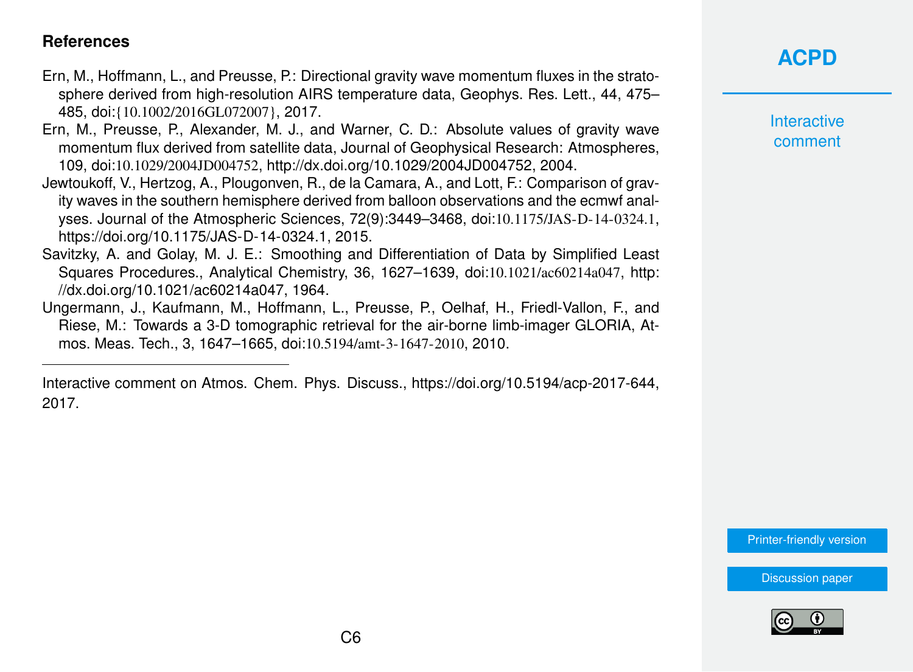### References

Ern, M., Hoffmann, L., and Preusse, P.: Directional gravity wave momentum fluxes in the stratosphere derived from high-resolution AIRS temperature data, Geophys. Res. Lett., 44, 475–485, doi:{10.1002/2016GL072007}, 2017.

Ern, M., Preusse, P., Alexander, M. J., and Warner, C. D.: Absolute values of gravity wave momentum flux derived from satellite data, Journal of Geophysical Research: Atmospheres, 109, doi:10.1029/2004JD004752, http://dx.doi.org/10.1029/2004JD004752, 2004.

Jewtoukoff, V., Hertzog, A., Plougonven, R., de la Camara, A., and Lott, F.: Comparison of gravity waves in the southern hemisphere derived from balloon observations and the ecmwf analyses. Journal of the Atmospheric Sciences, 72(9):3449–3468, doi:10.1175/JAS-D-14-0324.1, https://doi.org/10.1175/JAS-D-14-0324.1, 2015.

Savitzky, A. and Golay, M. J. E.: Smoothing and Differentiation of Data by Simplified Least Squares Procedures., Analytical Chemistry, 36, 1627–1639, doi:10.1021/ac60214a047, http://dx.doi.org/10.1021/ac60214a047, 1964.

Ungermann, J., Kaufmann, M., Hoffmann, L., Preusse, P., Oelhaf, H., Friedl-Vallon, F., and Riese, M.: Towards a 3-D tomographic retrieval for the air-borne limb-imager GLORIA, Atmos. Meas. Tech., 3, 1647–1665, doi:10.5194/amt-3-1647-2010, 2010.

---

Interactive comment on Atmos. Chem. Phys. Discuss., https://doi.org/10.5194/acp-2017-644, 2017.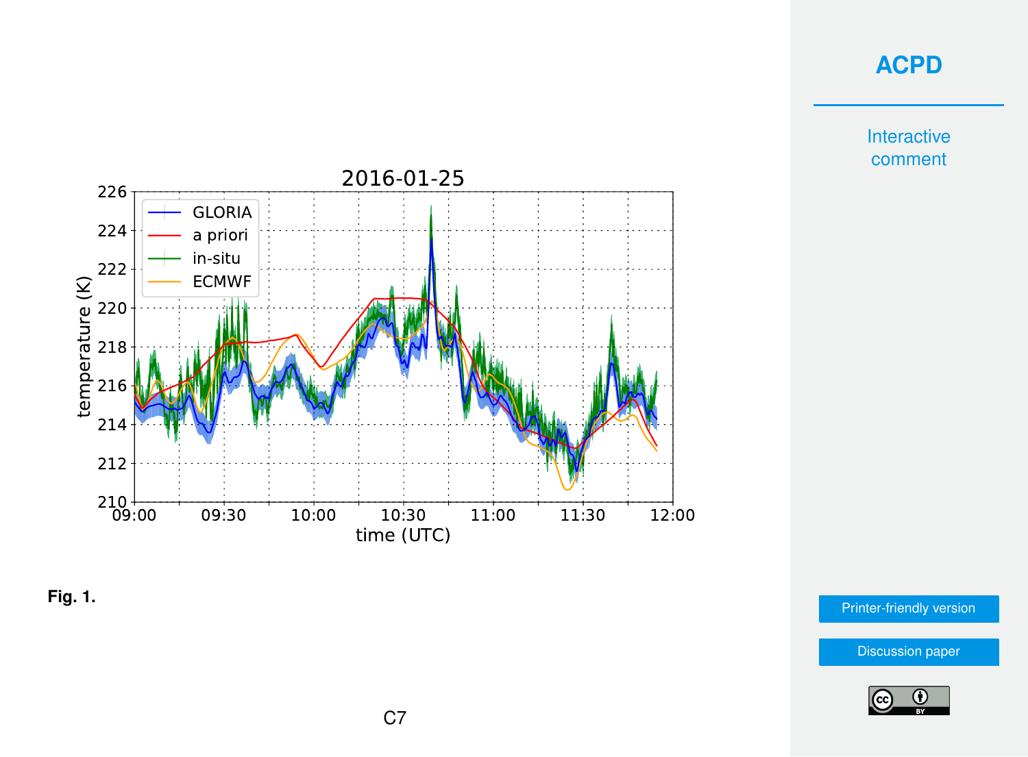2016-01-25

GLORIA
a priori
in-situ
ECMWF

temperature (K)

226
224
222
220
218
216
214
212
210

09:00
09:30
10:00
10:30
11:00
11:30
12:00

time (UTC)

**Fig. 1.**